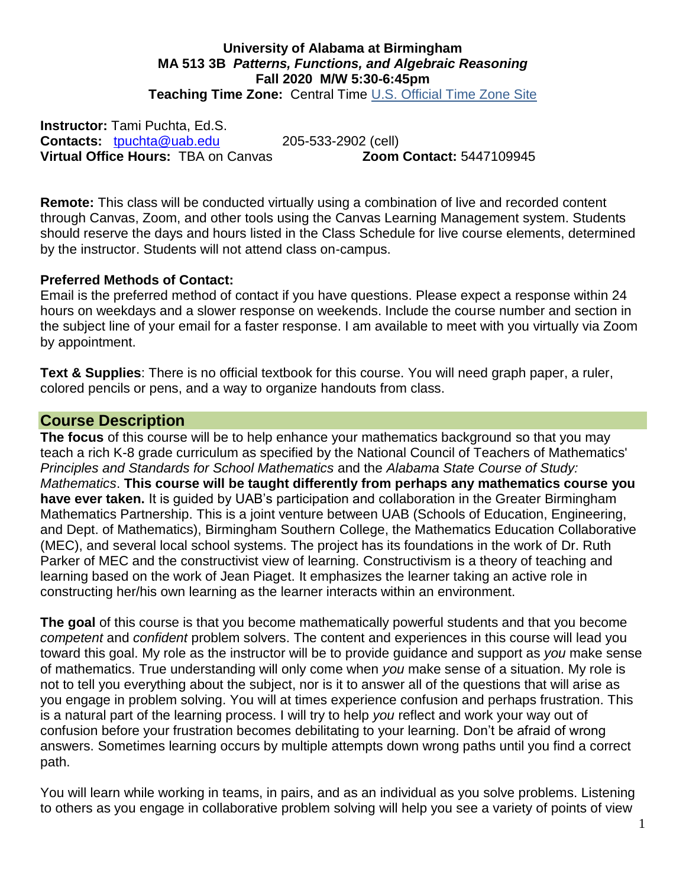**University of Alabama at Birmingham**
**MA 513 3B *Patterns, Functions, and Algebraic Reasoning***
**Fall 2020 M/W 5:30-6:45pm**
**Teaching Time Zone:** Central Time [U.S. Official Time Zone Site]

**Instructor:** Tami Puchta, Ed.S.
**Contacts:** tpuchta@uab.edu 205-533-2902 (cell)
**Virtual Office Hours:** TBA on Canvas **Zoom Contact:** 5447109945

**Remote:** This class will be conducted virtually using a combination of live and recorded content through Canvas, Zoom, and other tools using the Canvas Learning Management system. Students should reserve the days and hours listed in the Class Schedule for live course elements, determined by the instructor. Students will not attend class on-campus.

**Preferred Methods of Contact:**
Email is the preferred method of contact if you have questions. Please expect a response within 24 hours on weekdays and a slower response on weekends. Include the course number and section in the subject line of your email for a faster response. I am available to meet with you virtually via Zoom by appointment.

**Text & Supplies**: There is no official textbook for this course. You will need graph paper, a ruler, colored pencils or pens, and a way to organize handouts from class.

## Course Description

**The focus** of this course will be to help enhance your mathematics background so that you may teach a rich K-8 grade curriculum as specified by the National Council of Teachers of Mathematics' *Principles and Standards for School Mathematics* and the *Alabama State Course of Study: Mathematics*. **This course will be taught differently from perhaps any mathematics course you have ever taken.** It is guided by UAB's participation and collaboration in the Greater Birmingham Mathematics Partnership. This is a joint venture between UAB (Schools of Education, Engineering, and Dept. of Mathematics), Birmingham Southern College, the Mathematics Education Collaborative (MEC), and several local school systems. The project has its foundations in the work of Dr. Ruth Parker of MEC and the constructivist view of learning. Constructivism is a theory of teaching and learning based on the work of Jean Piaget. It emphasizes the learner taking an active role in constructing her/his own learning as the learner interacts within an environment.

**The goal** of this course is that you become mathematically powerful students and that you become *competent* and *confident* problem solvers. The content and experiences in this course will lead you toward this goal. My role as the instructor will be to provide guidance and support as *you* make sense of mathematics. True understanding will only come when *you* make sense of a situation. My role is not to tell you everything about the subject, nor is it to answer all of the questions that will arise as you engage in problem solving. You will at times experience confusion and perhaps frustration. This is a natural part of the learning process. I will try to help *you* reflect and work your way out of confusion before your frustration becomes debilitating to your learning. Don't be afraid of wrong answers. Sometimes learning occurs by multiple attempts down wrong paths until you find a correct path.

You will learn while working in teams, in pairs, and as an individual as you solve problems. Listening to others as you engage in collaborative problem solving will help you see a variety of points of view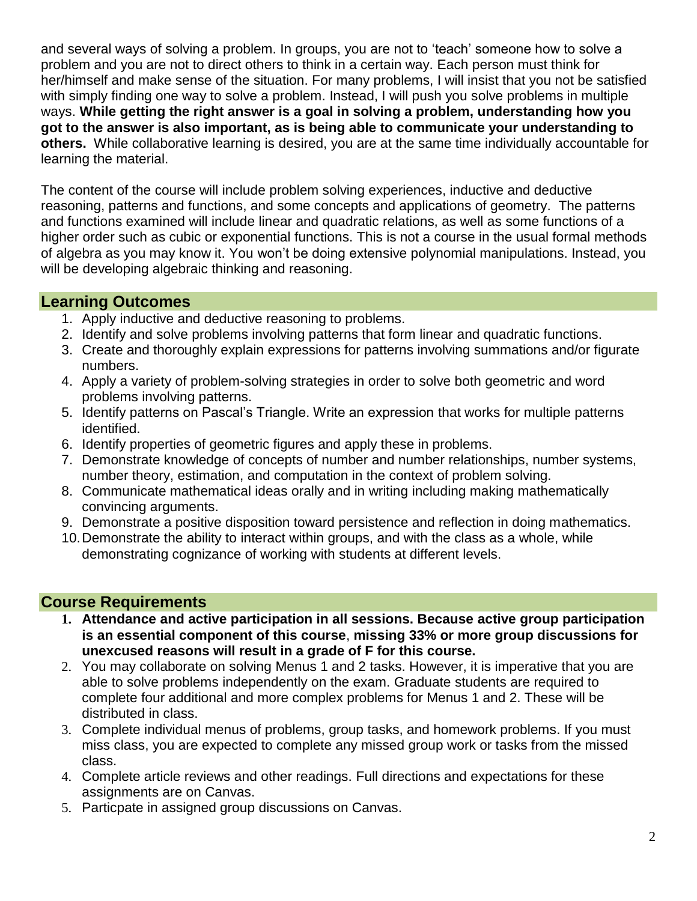and several ways of solving a problem. In groups, you are not to 'teach' someone how to solve a problem and you are not to direct others to think in a certain way. Each person must think for her/himself and make sense of the situation. For many problems, I will insist that you not be satisfied with simply finding one way to solve a problem. Instead, I will push you solve problems in multiple ways. **While getting the right answer is a goal in solving a problem, understanding how you got to the answer is also important, as is being able to communicate your understanding to others.** While collaborative learning is desired, you are at the same time individually accountable for learning the material.

The content of the course will include problem solving experiences, inductive and deductive reasoning, patterns and functions, and some concepts and applications of geometry. The patterns and functions examined will include linear and quadratic relations, as well as some functions of a higher order such as cubic or exponential functions. This is not a course in the usual formal methods of algebra as you may know it. You won't be doing extensive polynomial manipulations. Instead, you will be developing algebraic thinking and reasoning.

## Learning Outcomes

1. Apply inductive and deductive reasoning to problems.
2. Identify and solve problems involving patterns that form linear and quadratic functions.
3. Create and thoroughly explain expressions for patterns involving summations and/or figurate numbers.
4. Apply a variety of problem-solving strategies in order to solve both geometric and word problems involving patterns.
5. Identify patterns on Pascal's Triangle. Write an expression that works for multiple patterns identified.
6. Identify properties of geometric figures and apply these in problems.
7. Demonstrate knowledge of concepts of number and number relationships, number systems, number theory, estimation, and computation in the context of problem solving.
8. Communicate mathematical ideas orally and in writing including making mathematically convincing arguments.
9. Demonstrate a positive disposition toward persistence and reflection in doing mathematics.
10. Demonstrate the ability to interact within groups, and with the class as a whole, while demonstrating cognizance of working with students at different levels.

## Course Requirements

1. **Attendance and active participation in all sessions. Because active group participation is an essential component of this course, missing 33% or more group discussions for unexcused reasons will result in a grade of F for this course.**
2. You may collaborate on solving Menus 1 and 2 tasks. However, it is imperative that you are able to solve problems independently on the exam. Graduate students are required to complete four additional and more complex problems for Menus 1 and 2. These will be distributed in class.
3. Complete individual menus of problems, group tasks, and homework problems. If you must miss class, you are expected to complete any missed group work or tasks from the missed class.
4. Complete article reviews and other readings. Full directions and expectations for these assignments are on Canvas.
5. Particpate in assigned group discussions on Canvas.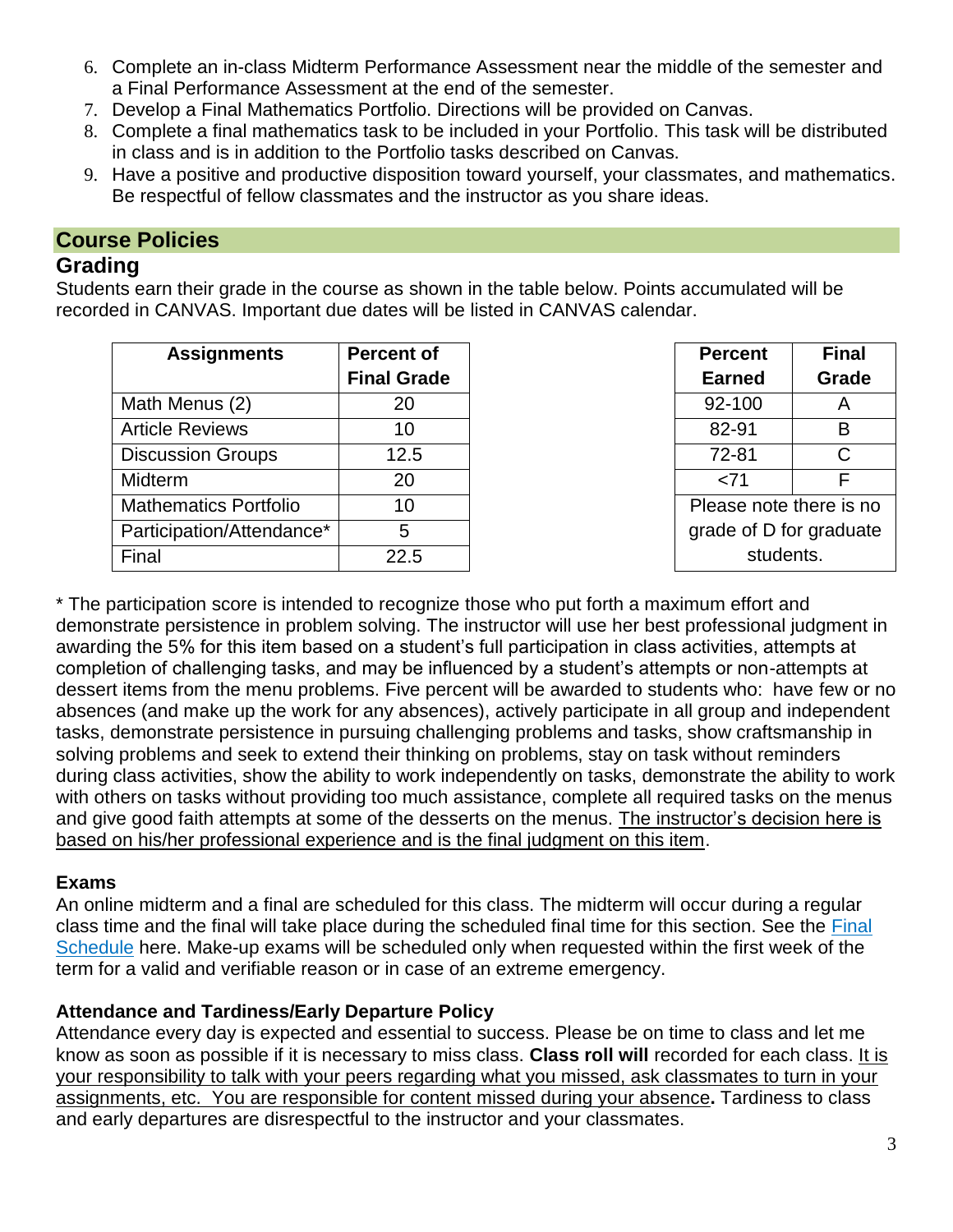6. Complete an in-class Midterm Performance Assessment near the middle of the semester and a Final Performance Assessment at the end of the semester.
7. Develop a Final Mathematics Portfolio. Directions will be provided on Canvas.
8. Complete a final mathematics task to be included in your Portfolio. This task will be distributed in class and is in addition to the Portfolio tasks described on Canvas.
9. Have a positive and productive disposition toward yourself, your classmates, and mathematics. Be respectful of fellow classmates and the instructor as you share ideas.

## Course Policies

### Grading

Students earn their grade in the course as shown in the table below. Points accumulated will be recorded in CANVAS. Important due dates will be listed in CANVAS calendar.

| Assignments | Percent of Final Grade |
|---|---|
| Math Menus (2) | 20 |
| Article Reviews | 10 |
| Discussion Groups | 12.5 |
| Midterm | 20 |
| Mathematics Portfolio | 10 |
| Participation/Attendance* | 5 |
| Final | 22.5 |

| Percent Earned | Final Grade |
|---|---|
| 92-100 | A |
| 82-91 | B |
| 72-81 | C |
| <71 | F |
| Please note there is no grade of D for graduate students. | |

\* The participation score is intended to recognize those who put forth a maximum effort and demonstrate persistence in problem solving. The instructor will use her best professional judgment in awarding the 5% for this item based on a student's full participation in class activities, attempts at completion of challenging tasks, and may be influenced by a student's attempts or non-attempts at dessert items from the menu problems. Five percent will be awarded to students who: have few or no absences (and make up the work for any absences), actively participate in all group and independent tasks, demonstrate persistence in pursuing challenging problems and tasks, show craftsmanship in solving problems and seek to extend their thinking on problems, stay on task without reminders during class activities, show the ability to work independently on tasks, demonstrate the ability to work with others on tasks without providing too much assistance, complete all required tasks on the menus and give good faith attempts at some of the desserts on the menus. <u>The instructor's decision here is based on his/her professional experience and is the final judgment on this item</u>.

**Exams**

An online midterm and a final are scheduled for this class. The midterm will occur during a regular class time and the final will take place during the scheduled final time for this section. See the [Final Schedule]() here. Make-up exams will be scheduled only when requested within the first week of the term for a valid and verifiable reason or in case of an extreme emergency.

**Attendance and Tardiness/Early Departure Policy**

Attendance every day is expected and essential to success. Please be on time to class and let me know as soon as possible if it is necessary to miss class. **Class roll will** recorded for each class. <u>It is your responsibility to talk with your peers regarding what you missed, ask classmates to turn in your assignments, etc. You are responsible for content missed during your absence</u>**.** Tardiness to class and early departures are disrespectful to the instructor and your classmates.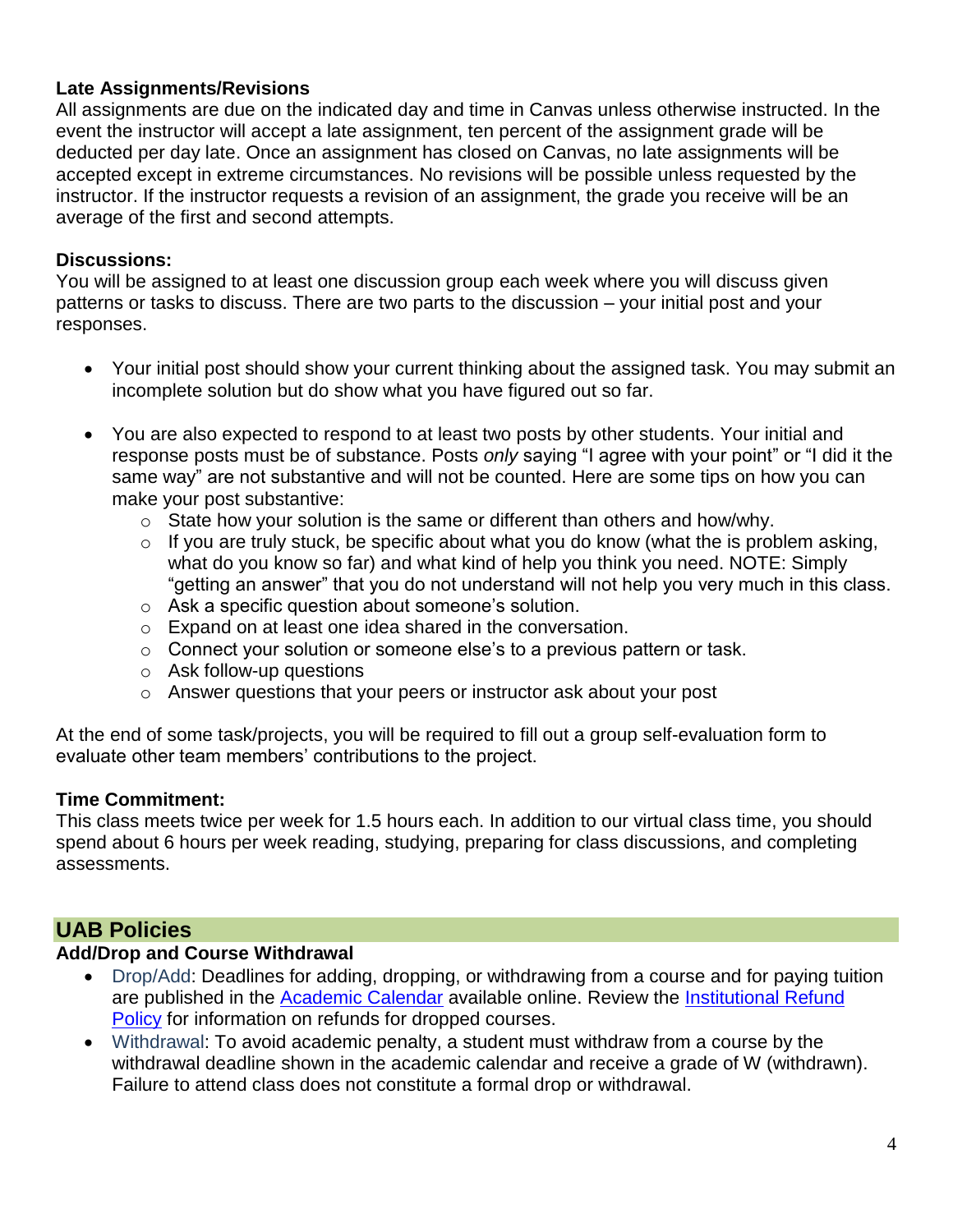**Late Assignments/Revisions**

All assignments are due on the indicated day and time in Canvas unless otherwise instructed. In the event the instructor will accept a late assignment, ten percent of the assignment grade will be deducted per day late. Once an assignment has closed on Canvas, no late assignments will be accepted except in extreme circumstances. No revisions will be possible unless requested by the instructor. If the instructor requests a revision of an assignment, the grade you receive will be an average of the first and second attempts.

**Discussions:**

You will be assigned to at least one discussion group each week where you will discuss given patterns or tasks to discuss. There are two parts to the discussion – your initial post and your responses.

- Your initial post should show your current thinking about the assigned task. You may submit an incomplete solution but do show what you have figured out so far.
- You are also expected to respond to at least two posts by other students. Your initial and response posts must be of substance. Posts *only* saying "I agree with your point" or "I did it the same way" are not substantive and will not be counted. Here are some tips on how you can make your post substantive:
  - State how your solution is the same or different than others and how/why.
  - If you are truly stuck, be specific about what you do know (what the is problem asking, what do you know so far) and what kind of help you think you need. NOTE: Simply "getting an answer" that you do not understand will not help you very much in this class.
  - Ask a specific question about someone's solution.
  - Expand on at least one idea shared in the conversation.
  - Connect your solution or someone else's to a previous pattern or task.
  - Ask follow-up questions
  - Answer questions that your peers or instructor ask about your post

At the end of some task/projects, you will be required to fill out a group self-evaluation form to evaluate other team members' contributions to the project.

**Time Commitment:**

This class meets twice per week for 1.5 hours each. In addition to our virtual class time, you should spend about 6 hours per week reading, studying, preparing for class discussions, and completing assessments.

## UAB Policies

**Add/Drop and Course Withdrawal**

- Drop/Add: Deadlines for adding, dropping, or withdrawing from a course and for paying tuition are published in the Academic Calendar available online. Review the Institutional Refund Policy for information on refunds for dropped courses.
- Withdrawal: To avoid academic penalty, a student must withdraw from a course by the withdrawal deadline shown in the academic calendar and receive a grade of W (withdrawn). Failure to attend class does not constitute a formal drop or withdrawal.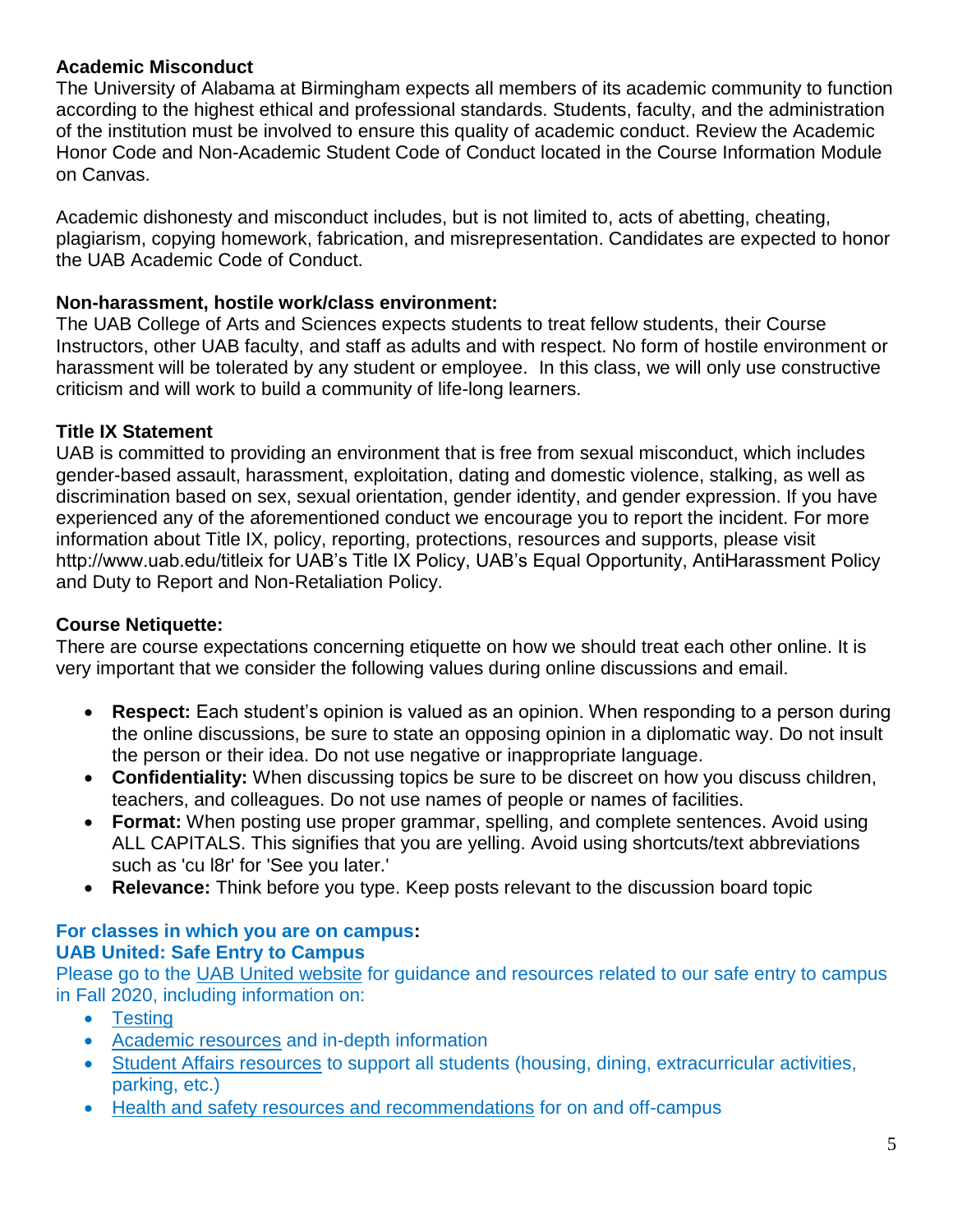**Academic Misconduct**

The University of Alabama at Birmingham expects all members of its academic community to function according to the highest ethical and professional standards. Students, faculty, and the administration of the institution must be involved to ensure this quality of academic conduct. Review the Academic Honor Code and Non-Academic Student Code of Conduct located in the Course Information Module on Canvas.

Academic dishonesty and misconduct includes, but is not limited to, acts of abetting, cheating, plagiarism, copying homework, fabrication, and misrepresentation. Candidates are expected to honor the UAB Academic Code of Conduct.

**Non-harassment, hostile work/class environment:**

The UAB College of Arts and Sciences expects students to treat fellow students, their Course Instructors, other UAB faculty, and staff as adults and with respect. No form of hostile environment or harassment will be tolerated by any student or employee. In this class, we will only use constructive criticism and will work to build a community of life-long learners.

**Title IX Statement**

UAB is committed to providing an environment that is free from sexual misconduct, which includes gender-based assault, harassment, exploitation, dating and domestic violence, stalking, as well as discrimination based on sex, sexual orientation, gender identity, and gender expression. If you have experienced any of the aforementioned conduct we encourage you to report the incident. For more information about Title IX, policy, reporting, protections, resources and supports, please visit http://www.uab.edu/titleix for UAB's Title IX Policy, UAB's Equal Opportunity, AntiHarassment Policy and Duty to Report and Non-Retaliation Policy.

**Course Netiquette:**

There are course expectations concerning etiquette on how we should treat each other online. It is very important that we consider the following values during online discussions and email.

- **Respect:** Each student's opinion is valued as an opinion. When responding to a person during the online discussions, be sure to state an opposing opinion in a diplomatic way. Do not insult the person or their idea. Do not use negative or inappropriate language.
- **Confidentiality:** When discussing topics be sure to be discreet on how you discuss children, teachers, and colleagues. Do not use names of people or names of facilities.
- **Format:** When posting use proper grammar, spelling, and complete sentences. Avoid using ALL CAPITALS. This signifies that you are yelling. Avoid using shortcuts/text abbreviations such as 'cu l8r' for 'See you later.'
- **Relevance:** Think before you type. Keep posts relevant to the discussion board topic

**For classes in which you are on campus:**
**UAB United: Safe Entry to Campus**

Please go to the UAB United website for guidance and resources related to our safe entry to campus in Fall 2020, including information on:

- Testing
- Academic resources and in-depth information
- Student Affairs resources to support all students (housing, dining, extracurricular activities, parking, etc.)
- Health and safety resources and recommendations for on and off-campus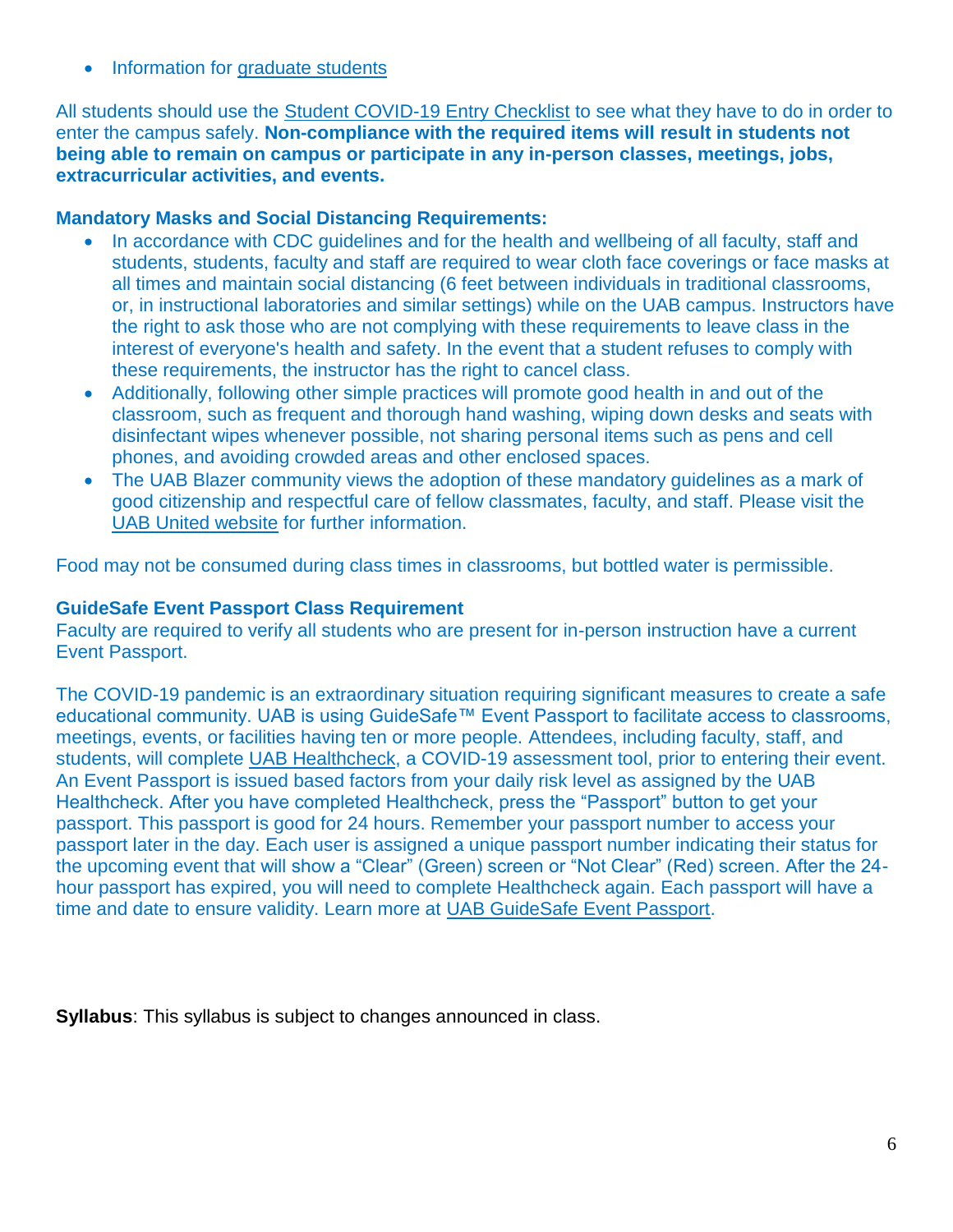- Information for graduate students

All students should use the Student COVID-19 Entry Checklist to see what they have to do in order to enter the campus safely. **Non-compliance with the required items will result in students not being able to remain on campus or participate in any in-person classes, meetings, jobs, extracurricular activities, and events.**

**Mandatory Masks and Social Distancing Requirements:**

- In accordance with CDC guidelines and for the health and wellbeing of all faculty, staff and students, students, faculty and staff are required to wear cloth face coverings or face masks at all times and maintain social distancing (6 feet between individuals in traditional classrooms, or, in instructional laboratories and similar settings) while on the UAB campus. Instructors have the right to ask those who are not complying with these requirements to leave class in the interest of everyone's health and safety. In the event that a student refuses to comply with these requirements, the instructor has the right to cancel class.
- Additionally, following other simple practices will promote good health in and out of the classroom, such as frequent and thorough hand washing, wiping down desks and seats with disinfectant wipes whenever possible, not sharing personal items such as pens and cell phones, and avoiding crowded areas and other enclosed spaces.
- The UAB Blazer community views the adoption of these mandatory guidelines as a mark of good citizenship and respectful care of fellow classmates, faculty, and staff. Please visit the UAB United website for further information.

Food may not be consumed during class times in classrooms, but bottled water is permissible.

**GuideSafe Event Passport Class Requirement**

Faculty are required to verify all students who are present for in-person instruction have a current Event Passport.

The COVID-19 pandemic is an extraordinary situation requiring significant measures to create a safe educational community. UAB is using GuideSafe™ Event Passport to facilitate access to classrooms, meetings, events, or facilities having ten or more people. Attendees, including faculty, staff, and students, will complete UAB Healthcheck, a COVID-19 assessment tool, prior to entering their event. An Event Passport is issued based factors from your daily risk level as assigned by the UAB Healthcheck. After you have completed Healthcheck, press the "Passport" button to get your passport. This passport is good for 24 hours. Remember your passport number to access your passport later in the day. Each user is assigned a unique passport number indicating their status for the upcoming event that will show a "Clear" (Green) screen or "Not Clear" (Red) screen. After the 24-hour passport has expired, you will need to complete Healthcheck again. Each passport will have a time and date to ensure validity. Learn more at UAB GuideSafe Event Passport.

**Syllabus**: This syllabus is subject to changes announced in class.